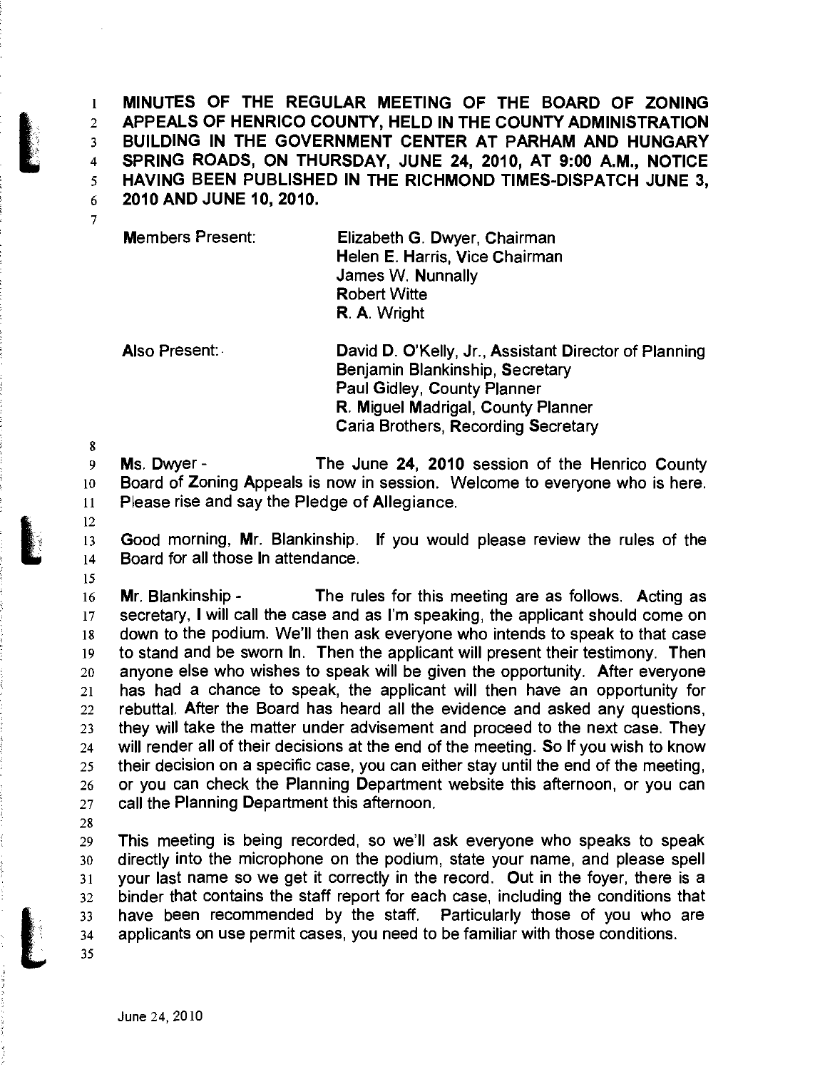**MINUTES OF THE REGULAR MEETING OF THE BOARD OF ZONING APPEALS OF HENRICO COUNTY, HELD IN THE COUNTY ADMINISTRATION BUILDING IN THE GOVERNMENT CENTER AT PARHAM AND HUNGARY SPRING ROADS, ON THURSDAY, JUNE 24, 2010, AT 9:00 A.M., NOTICE HAVING BEEN PUBLISHED IN THE RICHMOND TIMES-DISPATCH JUNE 3, 2010 AND JUNE 10, 2010.**

Members Present: Elizabeth G. Dwyer, Chairman
Helen E. Harris, Vice Chairman
James W. Nunnally
Robert Witte
R. A. Wright

Also Present: David D. O'Kelly, Jr., Assistant Director of Planning
Benjamin Blankinship, Secretary
Paul Gidley, County Planner
R. Miguel Madrigal, County Planner
Carla Brothers, Recording Secretary

Ms. Dwyer - The June 24, 2010 session of the Henrico County Board of Zoning Appeals is now in session. Welcome to everyone who is here. Please rise and say the Pledge of Allegiance.

Good morning, Mr. Blankinship. If you would please review the rules of the Board for all those In attendance.

Mr. Blankinship - The rules for this meeting are as follows. Acting as secretary, I will call the case and as I'm speaking, the applicant should come on down to the podium. We'll then ask everyone who intends to speak to that case to stand and be sworn In. Then the applicant will present their testimony. Then anyone else who wishes to speak will be given the opportunity. After everyone has had a chance to speak, the applicant will then have an opportunity for rebuttal. After the Board has heard all the evidence and asked any questions, they will take the matter under advisement and proceed to the next case. They will render all of their decisions at the end of the meeting. So If you wish to know their decision on a specific case, you can either stay until the end of the meeting, or you can check the Planning Department website this afternoon, or you can call the Planning Department this afternoon.

This meeting is being recorded, so we'll ask everyone who speaks to speak directly into the microphone on the podium, state your name, and please spell your last name so we get it correctly in the record. Out in the foyer, there is a binder that contains the staff report for each case, including the conditions that have been recommended by the staff. Particularly those of you who are applicants on use permit cases, you need to be familiar with those conditions.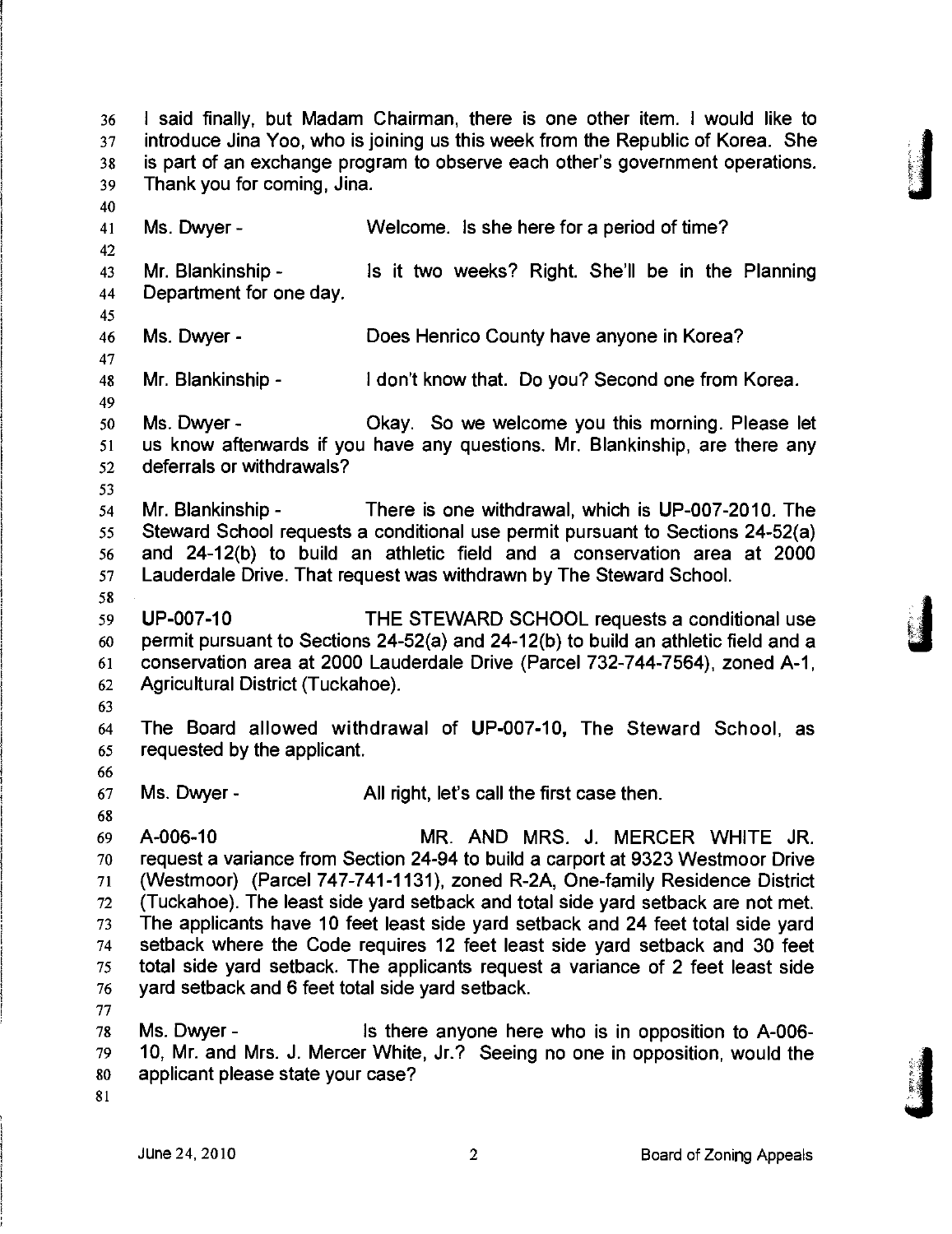I said finally, but Madam Chairman, there is one other item. I would like to introduce Jina Yoo, who is joining us this week from the Republic of Korea. She is part of an exchange program to observe each other's government operations. Thank you for coming, Jina.

Ms. Dwyer - Welcome. Is she here for a period of time?

Mr. Blankinship - Is it two weeks? Right. She'll be in the Planning Department for one day.

Ms. Dwyer - Does Henrico County have anyone in Korea?

Mr. Blankinship - I don't know that. Do you? Second one from Korea.

Ms. Dwyer - Okay. So we welcome you this morning. Please let us know afterwards if you have any questions. Mr. Blankinship, are there any deferrals or withdrawals?

Mr. Blankinship - There is one withdrawal, which is UP-007-2010. The Steward School requests a conditional use permit pursuant to Sections 24-52(a) and 24-12(b) to build an athletic field and a conservation area at 2000 Lauderdale Drive. That request was withdrawn by The Steward School.

**UP-007-10** THE STEWARD SCHOOL requests a conditional use permit pursuant to Sections 24-52(a) and 24-12(b) to build an athletic field and a conservation area at 2000 Lauderdale Drive (Parcel 732-744-7564), zoned A-1, Agricultural District (Tuckahoe).

The Board allowed withdrawal of **UP-007-10,** The Steward School, as requested by the applicant.

Ms. Dwyer - All right, let's call the first case then.

**A-006-10** MR. AND MRS. J. MERCER WHITE JR. request a variance from Section 24-94 to build a carport at 9323 Westmoor Drive (Westmoor) (Parcel 747-741-1131), zoned R-2A, One-family Residence District (Tuckahoe). The least side yard setback and total side yard setback are not met. The applicants have 10 feet least side yard setback and 24 feet total side yard setback where the Code requires 12 feet least side yard setback and 30 feet total side yard setback. The applicants request a variance of 2 feet least side yard setback and 6 feet total side yard setback.

Ms. Dwyer - Is there anyone here who is in opposition to A-006-10, Mr. and Mrs. J. Mercer White, Jr.? Seeing no one in opposition, would the applicant please state your case?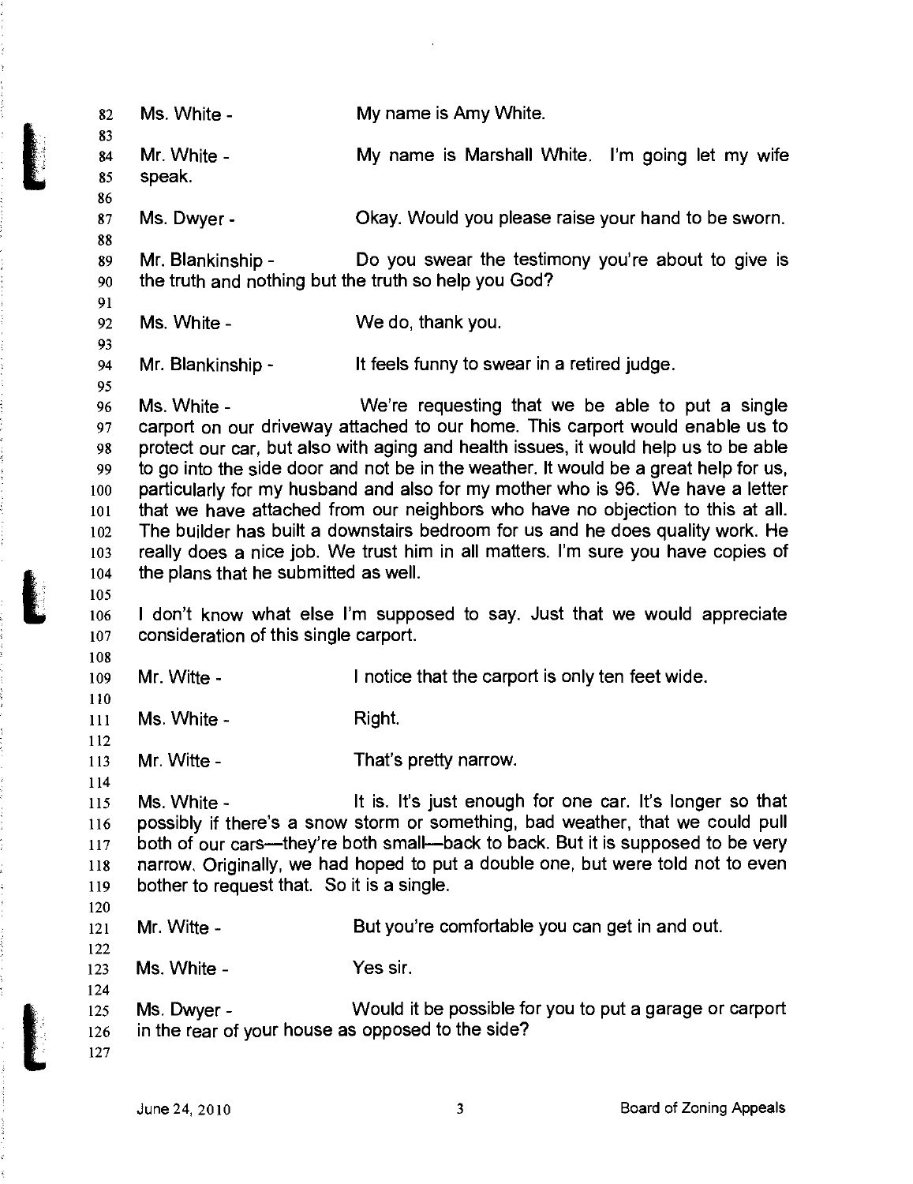82 Ms. White - My name is Amy White.

84 Mr. White - My name is Marshall White. I'm going let my wife
85 speak.

87 Ms. Dwyer - Okay. Would you please raise your hand to be sworn.

89 Mr. Blankinship - Do you swear the testimony you're about to give is
90 the truth and nothing but the truth so help you God?

92 Ms. White - We do, thank you.

94 Mr. Blankinship - It feels funny to swear in a retired judge.

96 Ms. White - We're requesting that we be able to put a single
97 carport on our driveway attached to our home. This carport would enable us to
98 protect our car, but also with aging and health issues, it would help us to be able
99 to go into the side door and not be in the weather. It would be a great help for us,
100 particularly for my husband and also for my mother who is 96. We have a letter
101 that we have attached from our neighbors who have no objection to this at all.
102 The builder has built a downstairs bedroom for us and he does quality work. He
103 really does a nice job. We trust him in all matters. I'm sure you have copies of
104 the plans that he submitted as well.

106 I don't know what else I'm supposed to say. Just that we would appreciate
107 consideration of this single carport.

109 Mr. Witte - I notice that the carport is only ten feet wide.

111 Ms. White - Right.

113 Mr. Witte - That's pretty narrow.

115 Ms. White - It is. It's just enough for one car. It's longer so that
116 possibly if there's a snow storm or something, bad weather, that we could pull
117 both of our cars—they're both small—back to back. But it is supposed to be very
118 narrow. Originally, we had hoped to put a double one, but were told not to even
119 bother to request that. So it is a single.

121 Mr. Witte - But you're comfortable you can get in and out.

123 Ms. White - Yes sir.

125 Ms. Dwyer - Would it be possible for you to put a garage or carport
126 in the rear of your house as opposed to the side?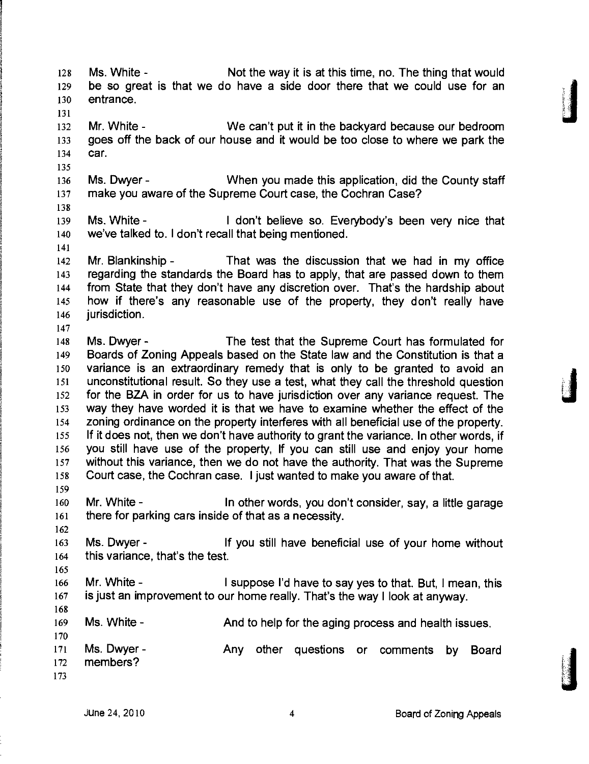Ms. White - Not the way it is at this time, no. The thing that would be so great is that we do have a side door there that we could use for an entrance.

Mr. White - We can't put it in the backyard because our bedroom goes off the back of our house and it would be too close to where we park the car.

Ms. Dwyer - When you made this application, did the County staff make you aware of the Supreme Court case, the Cochran Case?

Ms. White - I don't believe so. Everybody's been very nice that we've talked to. I don't recall that being mentioned.

Mr. Blankinship - That was the discussion that we had in my office regarding the standards the Board has to apply, that are passed down to them from State that they don't have any discretion over. That's the hardship about how if there's any reasonable use of the property, they don't really have jurisdiction.

Ms. Dwyer - The test that the Supreme Court has formulated for Boards of Zoning Appeals based on the State law and the Constitution is that a variance is an extraordinary remedy that is only to be granted to avoid an unconstitutional result. So they use a test, what they call the threshold question for the BZA in order for us to have jurisdiction over any variance request. The way they have worded it is that we have to examine whether the effect of the zoning ordinance on the property interferes with all beneficial use of the property. If it does not, then we don't have authority to grant the variance. In other words, if you still have use of the property, If you can still use and enjoy your home without this variance, then we do not have the authority. That was the Supreme Court case, the Cochran case. I just wanted to make you aware of that.

Mr. White - In other words, you don't consider, say, a little garage there for parking cars inside of that as a necessity.

Ms. Dwyer - If you still have beneficial use of your home without this variance, that's the test.

Mr. White - I suppose I'd have to say yes to that. But, I mean, this is just an improvement to our home really. That's the way I look at anyway.

Ms. White - And to help for the aging process and health issues.

Ms. Dwyer - Any other questions or comments by Board members?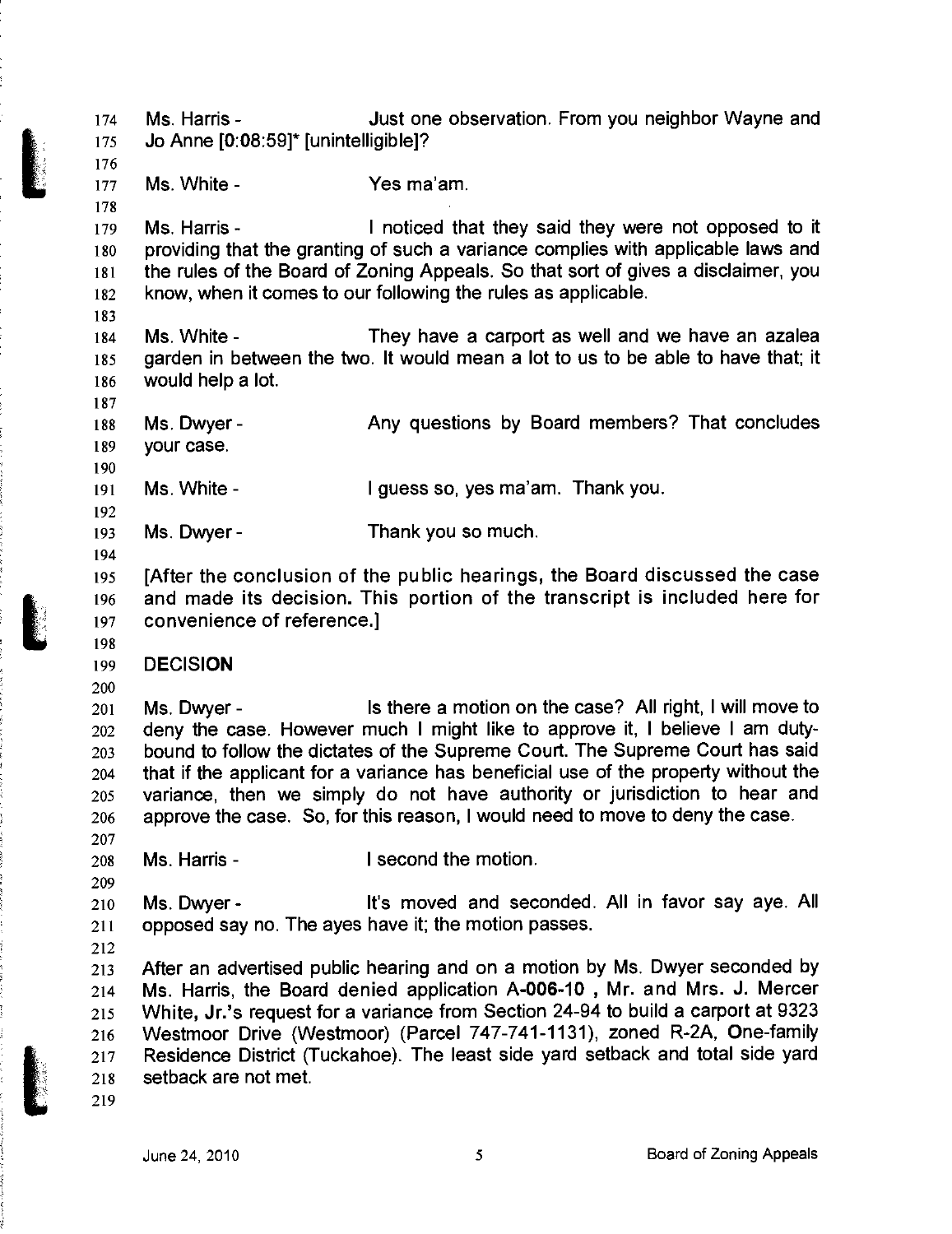Ms. Harris - Just one observation. From you neighbor Wayne and Jo Anne [0:08:59]* [unintelligible]?

Ms. White - Yes ma'am.

Ms. Harris - I noticed that they said they were not opposed to it providing that the granting of such a variance complies with applicable laws and the rules of the Board of Zoning Appeals. So that sort of gives a disclaimer, you know, when it comes to our following the rules as applicable.

Ms. White - They have a carport as well and we have an azalea garden in between the two. It would mean a lot to us to be able to have that; it would help a lot.

Ms. Dwyer - Any questions by Board members? That concludes your case.

Ms. White - I guess so, yes ma'am. Thank you.

Ms. Dwyer - Thank you so much.

[After the conclusion of the public hearings, the Board discussed the case and made its decision. This portion of the transcript is included here for convenience of reference.]

**DECISION**

Ms. Dwyer - Is there a motion on the case? All right, I will move to deny the case. However much I might like to approve it, I believe I am duty-bound to follow the dictates of the Supreme Court. The Supreme Court has said that if the applicant for a variance has beneficial use of the property without the variance, then we simply do not have authority or jurisdiction to hear and approve the case. So, for this reason, I would need to move to deny the case.

Ms. Harris - I second the motion.

Ms. Dwyer - It's moved and seconded. All in favor say aye. All opposed say no. The ayes have it; the motion passes.

After an advertised public hearing and on a motion by Ms. Dwyer seconded by Ms. Harris, the Board denied application A-006-10 , Mr. and Mrs. J. Mercer White, Jr.'s request for a variance from Section 24-94 to build a carport at 9323 Westmoor Drive (Westmoor) (Parcel 747-741-1131), zoned R-2A, One-family Residence District (Tuckahoe). The least side yard setback and total side yard setback are not met.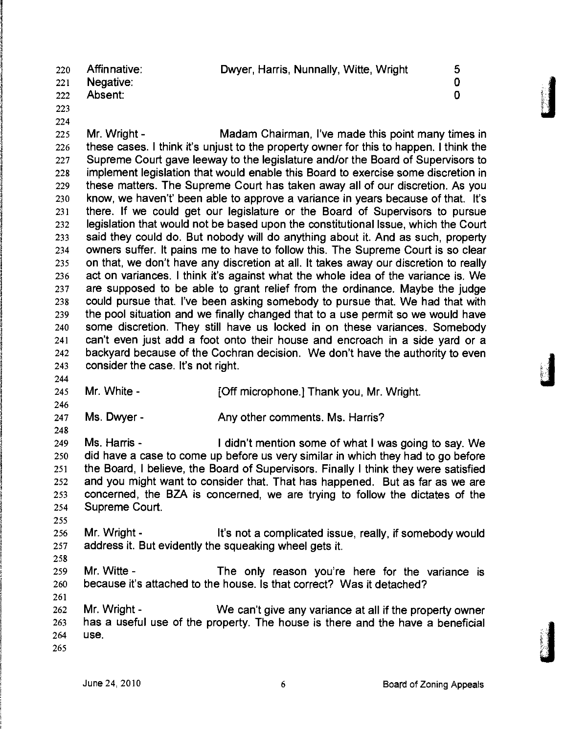| | | |
|---|---|---|
| Affirmative: | Dwyer, Harris, Nunnally, Witte, Wright | 5 |
| Negative: | | 0 |
| Absent: | | 0 |

Mr. Wright - Madam Chairman, I've made this point many times in these cases. I think it's unjust to the property owner for this to happen. I think the Supreme Court gave leeway to the legislature and/or the Board of Supervisors to implement legislation that would enable this Board to exercise some discretion in these matters. The Supreme Court has taken away all of our discretion. As you know, we haven't' been able to approve a variance in years because of that. It's there. If we could get our legislature or the Board of Supervisors to pursue legislation that would not be based upon the constitutional Issue, which the Court said they could do. But nobody will do anything about it. And as such, property owners suffer. It pains me to have to follow this. The Supreme Court is so clear on that, we don't have any discretion at all. It takes away our discretion to really act on variances. I think it's against what the whole idea of the variance is. We are supposed to be able to grant relief from the ordinance. Maybe the judge could pursue that. I've been asking somebody to pursue that. We had that with the pool situation and we finally changed that to a use permit so we would have some discretion. They still have us locked in on these variances. Somebody can't even just add a foot onto their house and encroach in a side yard or a backyard because of the Cochran decision. We don't have the authority to even consider the case. It's not right.

Mr. White - [Off microphone.] Thank you, Mr. Wright.

Ms. Dwyer - Any other comments. Ms. Harris?

Ms. Harris - I didn't mention some of what I was going to say. We did have a case to come up before us very similar in which they had to go before the Board, I believe, the Board of Supervisors. Finally I think they were satisfied and you might want to consider that. That has happened. But as far as we are concerned, the BZA is concerned, we are trying to follow the dictates of the Supreme Court.

Mr. Wright - It's not a complicated issue, really, if somebody would address it. But evidently the squeaking wheel gets it.

Mr. Witte - The only reason you're here for the variance is because it's attached to the house. Is that correct? Was it detached?

Mr. Wright - We can't give any variance at all if the property owner has a useful use of the property. The house is there and the have a beneficial use.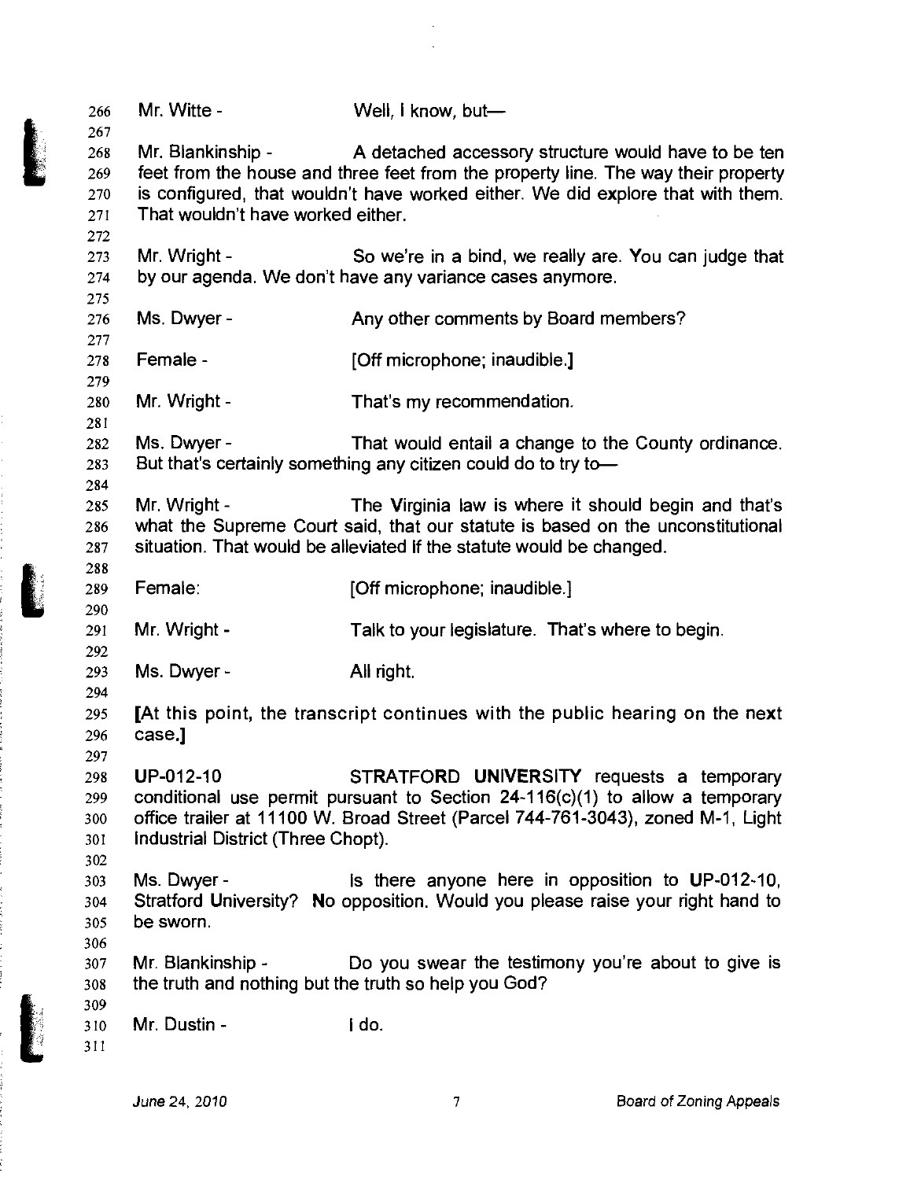266 Mr. Witte - Well, I know, but—

268 Mr. Blankinship - A detached accessory structure would have to be ten
269 feet from the house and three feet from the property line. The way their property
270 is configured, that wouldn't have worked either. We did explore that with them.
271 That wouldn't have worked either.

273 Mr. Wright - So we're in a bind, we really are. You can judge that
274 by our agenda. We don't have any variance cases anymore.

276 Ms. Dwyer - Any other comments by Board members?

278 Female - [Off microphone; inaudible.]

280 Mr. Wright - That's my recommendation.

282 Ms. Dwyer - That would entail a change to the County ordinance.
283 But that's certainly something any citizen could do to try to—

285 Mr. Wright - The Virginia law is where it should begin and that's
286 what the Supreme Court said, that our statute is based on the unconstitutional
287 situation. That would be alleviated if the statute would be changed.

289 Female: [Off microphone; inaudible.]

291 Mr. Wright - Talk to your legislature. That's where to begin.

293 Ms. Dwyer - All right.

295 [At this point, the transcript continues with the public hearing on the next
296 case.]

298 UP-012-10 STRATFORD UNIVERSITY requests a temporary
299 conditional use permit pursuant to Section 24-116(c)(1) to allow a temporary
300 office trailer at 11100 W. Broad Street (Parcel 744-761-3043), zoned M-1, Light
301 Industrial District (Three Chopt).

303 Ms. Dwyer - Is there anyone here in opposition to UP-012-10,
304 Stratford University? No opposition. Would you please raise your right hand to
305 be sworn.

307 Mr. Blankinship - Do you swear the testimony you're about to give is
308 the truth and nothing but the truth so help you God?

310 Mr. Dustin - I do.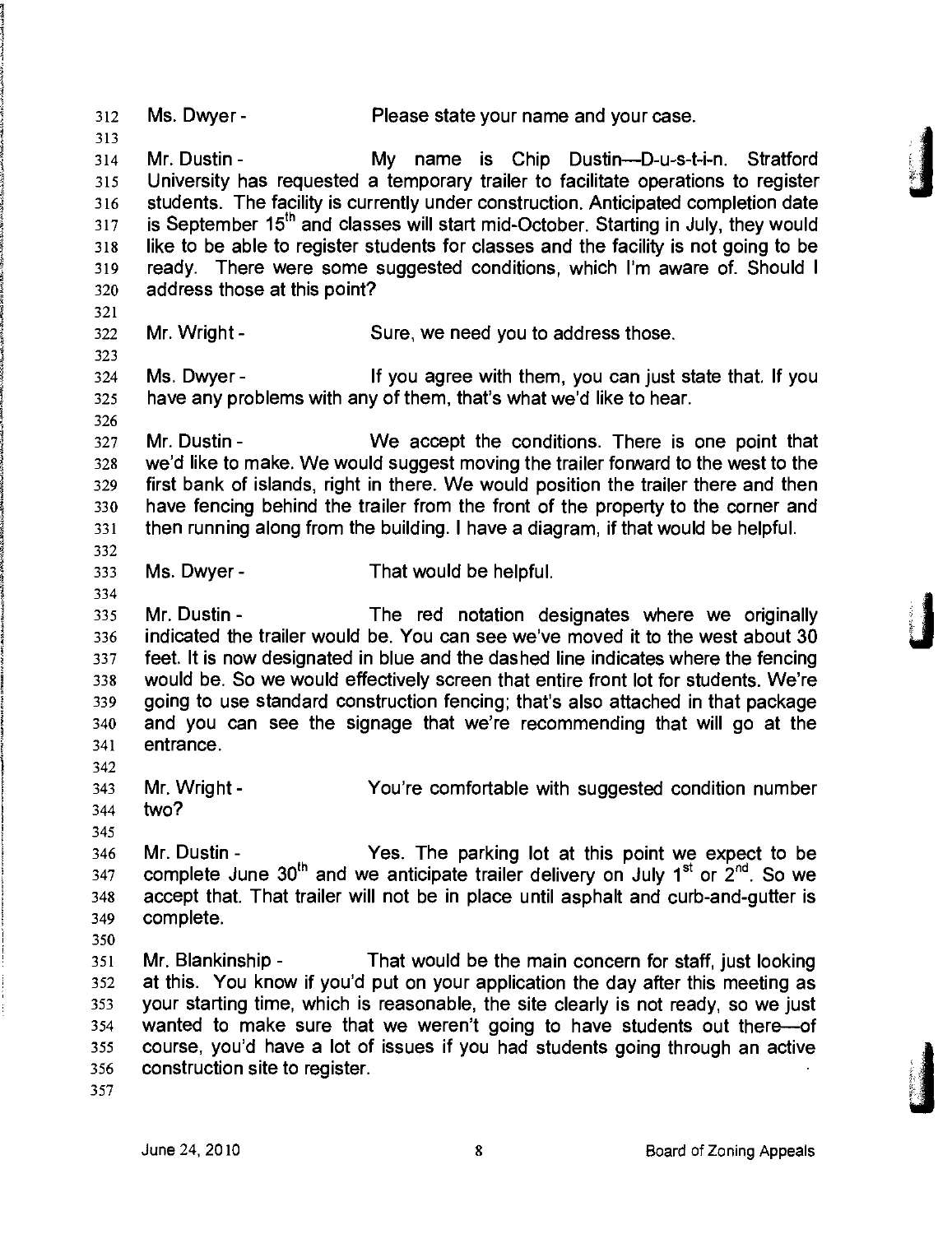Ms. Dwyer - Please state your name and your case.

Mr. Dustin - My name is Chip Dustin—D-u-s-t-i-n. Stratford University has requested a temporary trailer to facilitate operations to register students. The facility is currently under construction. Anticipated completion date is September 15th and classes will start mid-October. Starting in July, they would like to be able to register students for classes and the facility is not going to be ready. There were some suggested conditions, which I'm aware of. Should I address those at this point?

Mr. Wright - Sure, we need you to address those.

Ms. Dwyer - If you agree with them, you can just state that. If you have any problems with any of them, that's what we'd like to hear.

Mr. Dustin - We accept the conditions. There is one point that we'd like to make. We would suggest moving the trailer forward to the west to the first bank of islands, right in there. We would position the trailer there and then have fencing behind the trailer from the front of the property to the corner and then running along from the building. I have a diagram, if that would be helpful.

Ms. Dwyer - That would be helpful.

Mr. Dustin - The red notation designates where we originally indicated the trailer would be. You can see we've moved it to the west about 30 feet. It is now designated in blue and the dashed line indicates where the fencing would be. So we would effectively screen that entire front lot for students. We're going to use standard construction fencing; that's also attached in that package and you can see the signage that we're recommending that will go at the entrance.

Mr. Wright - You're comfortable with suggested condition number two?

Mr. Dustin - Yes. The parking lot at this point we expect to be complete June 30th and we anticipate trailer delivery on July 1st or 2nd. So we accept that. That trailer will not be in place until asphalt and curb-and-gutter is complete.

Mr. Blankinship - That would be the main concern for staff, just looking at this. You know if you'd put on your application the day after this meeting as your starting time, which is reasonable, the site clearly is not ready, so we just wanted to make sure that we weren't going to have students out there—of course, you'd have a lot of issues if you had students going through an active construction site to register.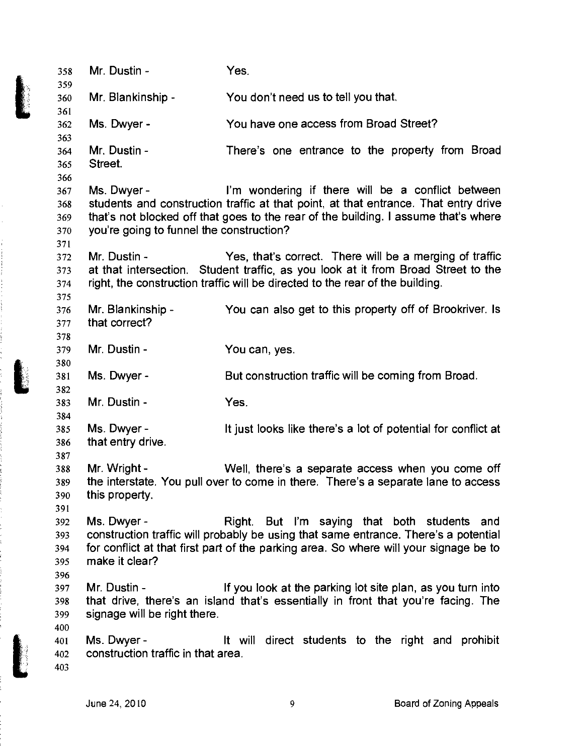Mr. Dustin - Yes.

Mr. Blankinship - You don't need us to tell you that.

Ms. Dwyer - You have one access from Broad Street?

Mr. Dustin - There's one entrance to the property from Broad Street.

Ms. Dwyer - I'm wondering if there will be a conflict between students and construction traffic at that point, at that entrance. That entry drive that's not blocked off that goes to the rear of the building. I assume that's where you're going to funnel the construction?

Mr. Dustin - Yes, that's correct. There will be a merging of traffic at that intersection. Student traffic, as you look at it from Broad Street to the right, the construction traffic will be directed to the rear of the building.

Mr. Blankinship - You can also get to this property off of Brookriver. Is that correct?

Mr. Dustin - You can, yes.

Ms. Dwyer - But construction traffic will be coming from Broad.

Mr. Dustin - Yes.

Ms. Dwyer - It just looks like there's a lot of potential for conflict at that entry drive.

Mr. Wright - Well, there's a separate access when you come off the interstate. You pull over to come in there. There's a separate lane to access this property.

Ms. Dwyer - Right. But I'm saying that both students and construction traffic will probably be using that same entrance. There's a potential for conflict at that first part of the parking area. So where will your signage be to make it clear?

Mr. Dustin - If you look at the parking lot site plan, as you turn into that drive, there's an island that's essentially in front that you're facing. The signage will be right there.

Ms. Dwyer - It will direct students to the right and prohibit construction traffic in that area.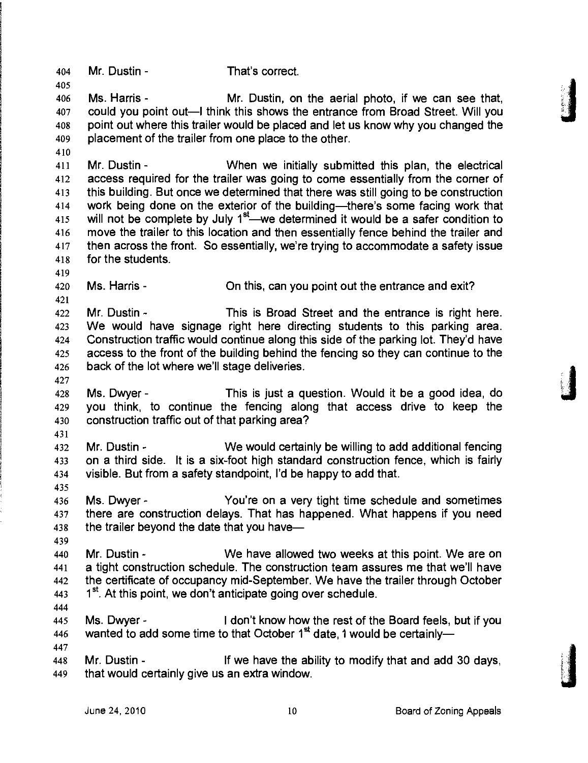Mr. Dustin - That's correct.

Ms. Harris - Mr. Dustin, on the aerial photo, if we can see that, could you point out—I think this shows the entrance from Broad Street. Will you point out where this trailer would be placed and let us know why you changed the placement of the trailer from one place to the other.

Mr. Dustin - When we initially submitted this plan, the electrical access required for the trailer was going to come essentially from the corner of this building. But once we determined that there was still going to be construction work being done on the exterior of the building—there's some facing work that will not be complete by July 1st—we determined it would be a safer condition to move the trailer to this location and then essentially fence behind the trailer and then across the front. So essentially, we're trying to accommodate a safety issue for the students.

Ms. Harris - On this, can you point out the entrance and exit?

Mr. Dustin - This is Broad Street and the entrance is right here. We would have signage right here directing students to this parking area. Construction traffic would continue along this side of the parking lot. They'd have access to the front of the building behind the fencing so they can continue to the back of the lot where we'll stage deliveries.

Ms. Dwyer - This is just a question. Would it be a good idea, do you think, to continue the fencing along that access drive to keep the construction traffic out of that parking area?

Mr. Dustin - We would certainly be willing to add additional fencing on a third side. It is a six-foot high standard construction fence, which is fairly visible. But from a safety standpoint, I'd be happy to add that.

Ms. Dwyer - You're on a very tight time schedule and sometimes there are construction delays. That has happened. What happens if you need the trailer beyond the date that you have—

Mr. Dustin - We have allowed two weeks at this point. We are on a tight construction schedule. The construction team assures me that we'll have the certificate of occupancy mid-September. We have the trailer through October 1st. At this point, we don't anticipate going over schedule.

Ms. Dwyer - I don't know how the rest of the Board feels, but if you wanted to add some time to that October 1st date, I would be certainly—

Mr. Dustin - If we have the ability to modify that and add 30 days, that would certainly give us an extra window.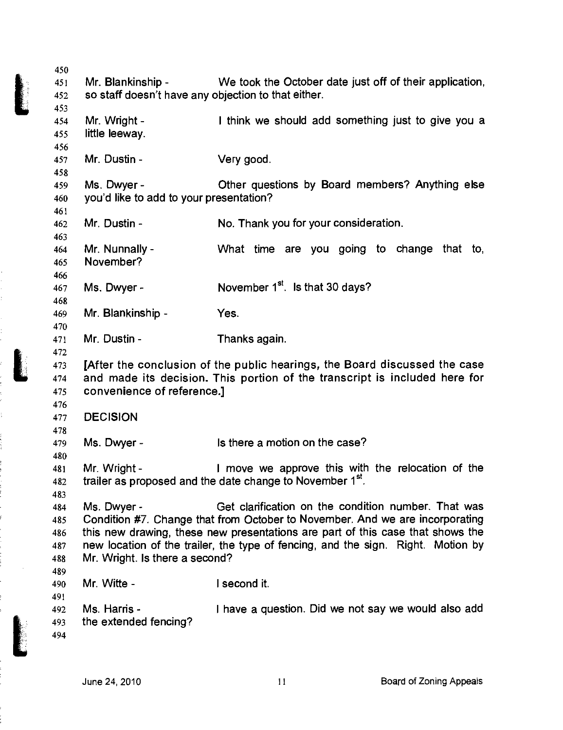Mr. Blankinship - We took the October date just off of their application, so staff doesn't have any objection to that either.

Mr. Wright - I think we should add something just to give you a little leeway.

Mr. Dustin - Very good.

Ms. Dwyer - Other questions by Board members? Anything else you'd like to add to your presentation?

Mr. Dustin - No. Thank you for your consideration.

Mr. Nunnally - What time are you going to change that to, November?

Ms. Dwyer - November 1st. Is that 30 days?

Mr. Blankinship - Yes.

Mr. Dustin - Thanks again.

[After the conclusion of the public hearings, the Board discussed the case and made its decision. This portion of the transcript is included here for convenience of reference.]

**DECISION**

Ms. Dwyer - Is there a motion on the case?

Mr. Wright - I move we approve this with the relocation of the trailer as proposed and the date change to November 1st.

Ms. Dwyer - Get clarification on the condition number. That was Condition #7. Change that from October to November. And we are incorporating this new drawing, these new presentations are part of this case that shows the new location of the trailer, the type of fencing, and the sign. Right. Motion by Mr. Wright. Is there a second?

Mr. Witte - I second it.

Ms. Harris - I have a question. Did we not say we would also add the extended fencing?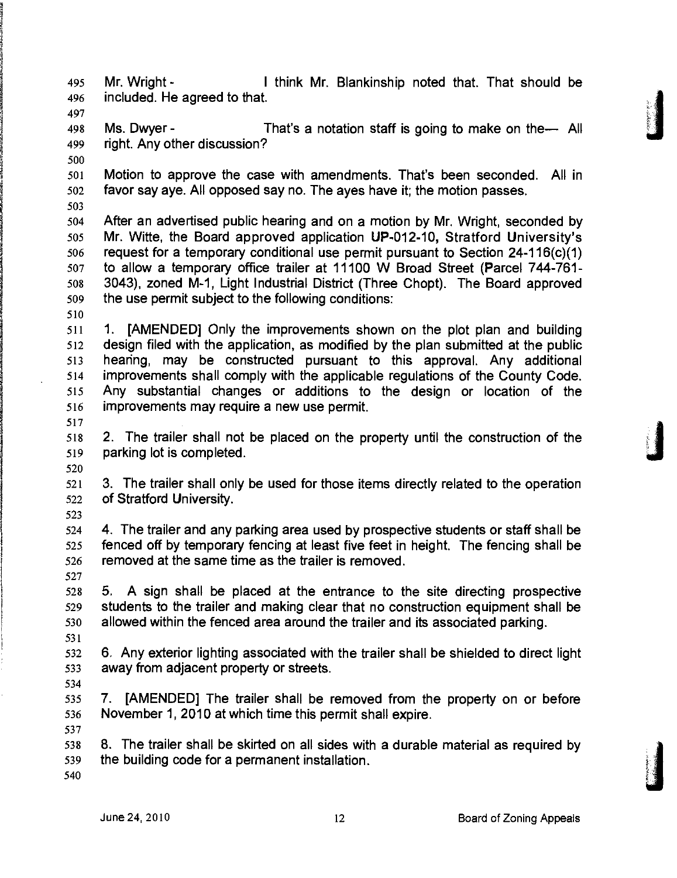Mr. Wright - I think Mr. Blankinship noted that. That should be included. He agreed to that.

Ms. Dwyer - That's a notation staff is going to make on the— All right. Any other discussion?

Motion to approve the case with amendments. That's been seconded. All in favor say aye. All opposed say no. The ayes have it; the motion passes.

After an advertised public hearing and on a motion by Mr. Wright, seconded by Mr. Witte, the Board approved application **UP-012-10,** Stratford University's request for a temporary conditional use permit pursuant to Section 24-116(c)(1) to allow a temporary office trailer at 11100 W Broad Street (Parcel 744-761-3043), zoned M-1, Light Industrial District (Three Chopt). The Board approved the use permit subject to the following conditions:

1. [AMENDED] Only the improvements shown on the plot plan and building design filed with the application, as modified by the plan submitted at the public hearing, may be constructed pursuant to this approval. Any additional improvements shall comply with the applicable regulations of the County Code. Any substantial changes or additions to the design or location of the improvements may require a new use permit.

2. The trailer shall not be placed on the property until the construction of the parking lot is completed.

3. The trailer shall only be used for those items directly related to the operation of Stratford University.

4. The trailer and any parking area used by prospective students or staff shall be fenced off by temporary fencing at least five feet in height. The fencing shall be removed at the same time as the trailer is removed.

5. A sign shall be placed at the entrance to the site directing prospective students to the trailer and making clear that no construction equipment shall be allowed within the fenced area around the trailer and its associated parking.

6. Any exterior lighting associated with the trailer shall be shielded to direct light away from adjacent property or streets.

7. [AMENDED] The trailer shall be removed from the property on or before November 1, 2010 at which time this permit shall expire.

8. The trailer shall be skirted on all sides with a durable material as required by the building code for a permanent installation.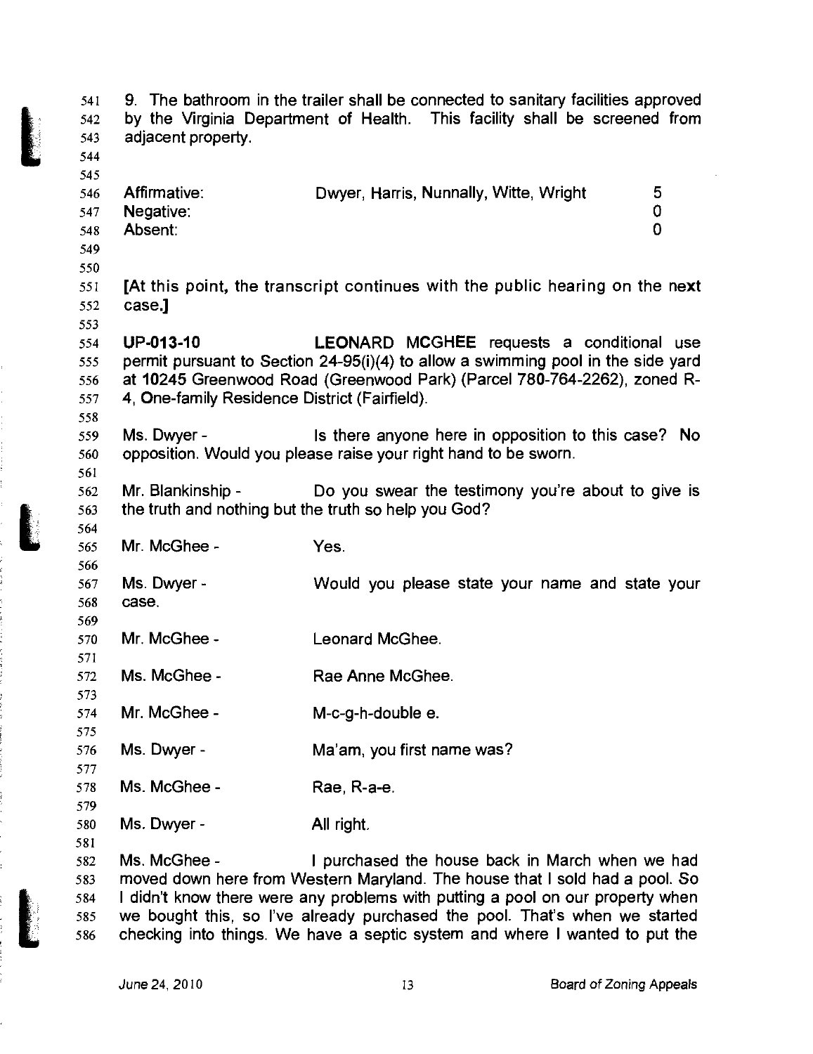9. The bathroom in the trailer shall be connected to sanitary facilities approved by the Virginia Department of Health. This facility shall be screened from adjacent property.

| | | |
|---|---|---|
| Affirmative: | Dwyer, Harris, Nunnally, Witte, Wright | 5 |
| Negative: | | 0 |
| Absent: | | 0 |

**[At this point, the transcript continues with the public hearing on the next case.]**

**UP-013-10** **LEONARD MCGHEE** requests a conditional use permit pursuant to Section 24-95(i)(4) to allow a swimming pool in the side yard at 10245 Greenwood Road (Greenwood Park) (Parcel 780-764-2262), zoned R-4, One-family Residence District (Fairfield).

Ms. Dwyer - Is there anyone here in opposition to this case? No opposition. Would you please raise your right hand to be sworn.

Mr. Blankinship - Do you swear the testimony you're about to give is the truth and nothing but the truth so help you God?

Mr. McGhee - Yes.

Ms. Dwyer - Would you please state your name and state your case.

Mr. McGhee - Leonard McGhee.

Ms. McGhee - Rae Anne McGhee.

Mr. McGhee - M-c-g-h-double e.

Ms. Dwyer - Ma'am, you first name was?

Ms. McGhee - Rae, R-a-e.

Ms. Dwyer - All right.

Ms. McGhee - I purchased the house back in March when we had moved down here from Western Maryland. The house that I sold had a pool. So I didn't know there were any problems with putting a pool on our property when we bought this, so I've already purchased the pool. That's when we started checking into things. We have a septic system and where I wanted to put the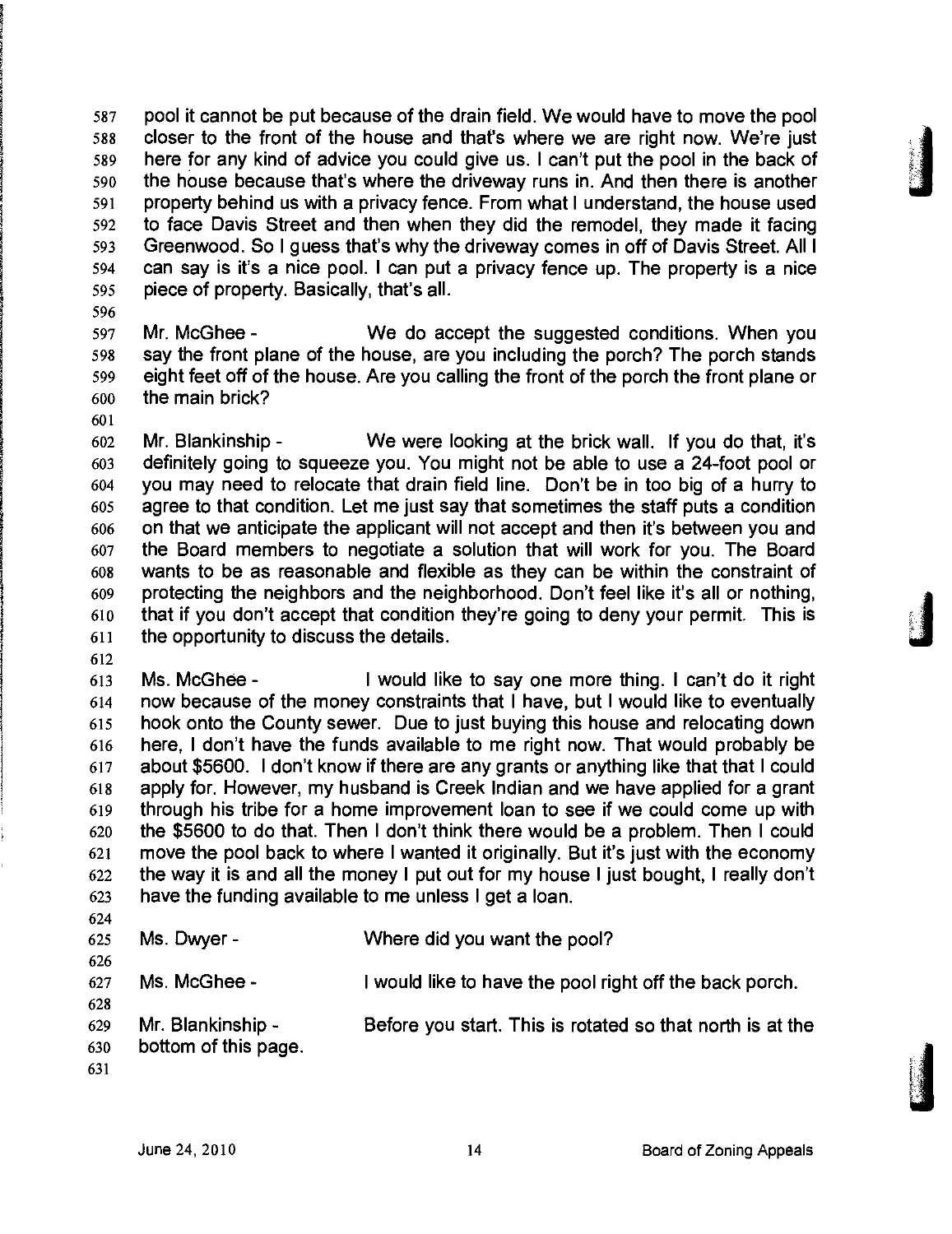pool it cannot be put because of the drain field. We would have to move the pool closer to the front of the house and that's where we are right now. We're just here for any kind of advice you could give us. I can't put the pool in the back of the house because that's where the driveway runs in. And then there is another property behind us with a privacy fence. From what I understand, the house used to face Davis Street and then when they did the remodel, they made it facing Greenwood. So I guess that's why the driveway comes in off of Davis Street. All I can say is it's a nice pool. I can put a privacy fence up. The property is a nice piece of property. Basically, that's all.

Mr. McGhee - We do accept the suggested conditions. When you say the front plane of the house, are you including the porch? The porch stands eight feet off of the house. Are you calling the front of the porch the front plane or the main brick?

Mr. Blankinship - We were looking at the brick wall. If you do that, it's definitely going to squeeze you. You might not be able to use a 24-foot pool or you may need to relocate that drain field line. Don't be in too big of a hurry to agree to that condition. Let me just say that sometimes the staff puts a condition on that we anticipate the applicant will not accept and then it's between you and the Board members to negotiate a solution that will work for you. The Board wants to be as reasonable and flexible as they can be within the constraint of protecting the neighbors and the neighborhood. Don't feel like it's all or nothing, that if you don't accept that condition they're going to deny your permit. This is the opportunity to discuss the details.

Ms. McGhee - I would like to say one more thing. I can't do it right now because of the money constraints that I have, but I would like to eventually hook onto the County sewer. Due to just buying this house and relocating down here, I don't have the funds available to me right now. That would probably be about $5600. I don't know if there are any grants or anything like that that I could apply for. However, my husband is Creek Indian and we have applied for a grant through his tribe for a home improvement loan to see if we could come up with the $5600 to do that. Then I don't think there would be a problem. Then I could move the pool back to where I wanted it originally. But it's just with the economy the way it is and all the money I put out for my house I just bought, I really don't have the funding available to me unless I get a loan.

Ms. Dwyer - Where did you want the pool?

Ms. McGhee - I would like to have the pool right off the back porch.

Mr. Blankinship - Before you start. This is rotated so that north is at the bottom of this page.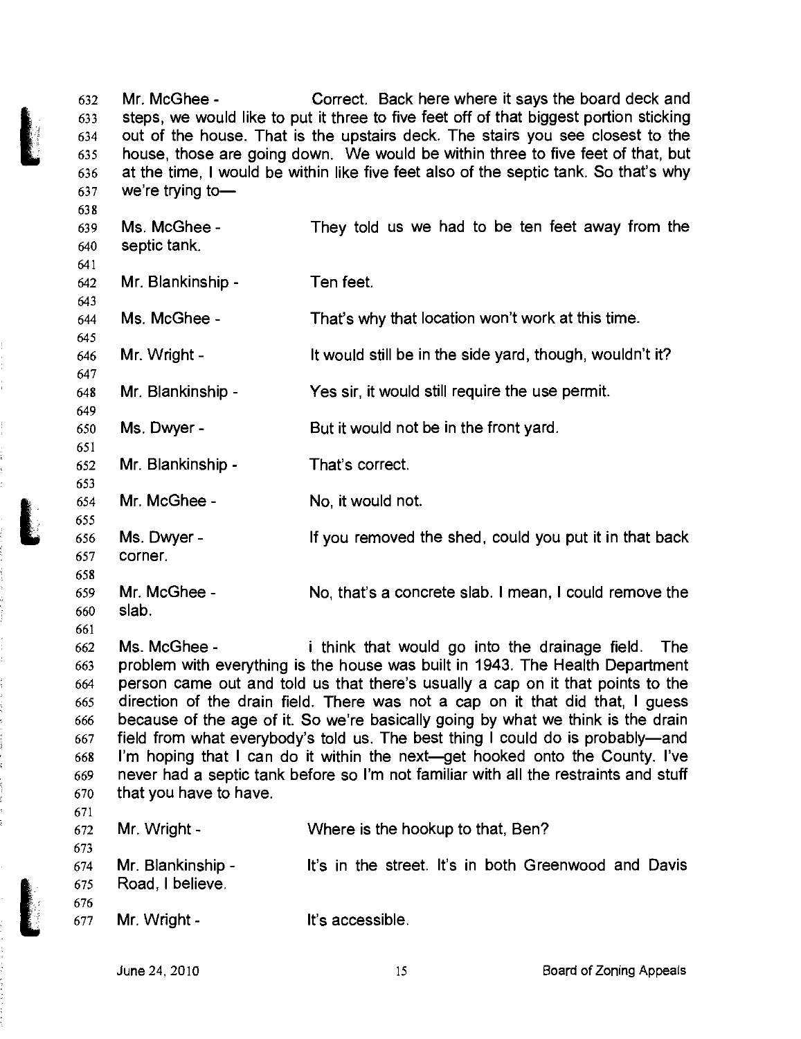Mr. McGhee - Correct. Back here where it says the board deck and steps, we would like to put it three to five feet off of that biggest portion sticking out of the house. That is the upstairs deck. The stairs you see closest to the house, those are going down. We would be within three to five feet of that, but at the time, I would be within like five feet also of the septic tank. So that's why we're trying to—

Ms. McGhee - They told us we had to be ten feet away from the septic tank.

Mr. Blankinship - Ten feet.

Ms. McGhee - That's why that location won't work at this time.

Mr. Wright - It would still be in the side yard, though, wouldn't it?

Mr. Blankinship - Yes sir, it would still require the use permit.

Ms. Dwyer - But it would not be in the front yard.

Mr. Blankinship - That's correct.

Mr. McGhee - No, it would not.

Ms. Dwyer - If you removed the shed, could you put it in that back corner.

Mr. McGhee - No, that's a concrete slab. I mean, I could remove the slab.

Ms. McGhee - i think that would go into the drainage field. The problem with everything is the house was built in 1943. The Health Department person came out and told us that there's usually a cap on it that points to the direction of the drain field. There was not a cap on it that did that, I guess because of the age of it. So we're basically going by what we think is the drain field from what everybody's told us. The best thing I could do is probably—and I'm hoping that I can do it within the next—get hooked onto the County. I've never had a septic tank before so I'm not familiar with all the restraints and stuff that you have to have.

Mr. Wright - Where is the hookup to that, Ben?

Mr. Blankinship - It's in the street. It's in both Greenwood and Davis Road, I believe.

Mr. Wright - It's accessible.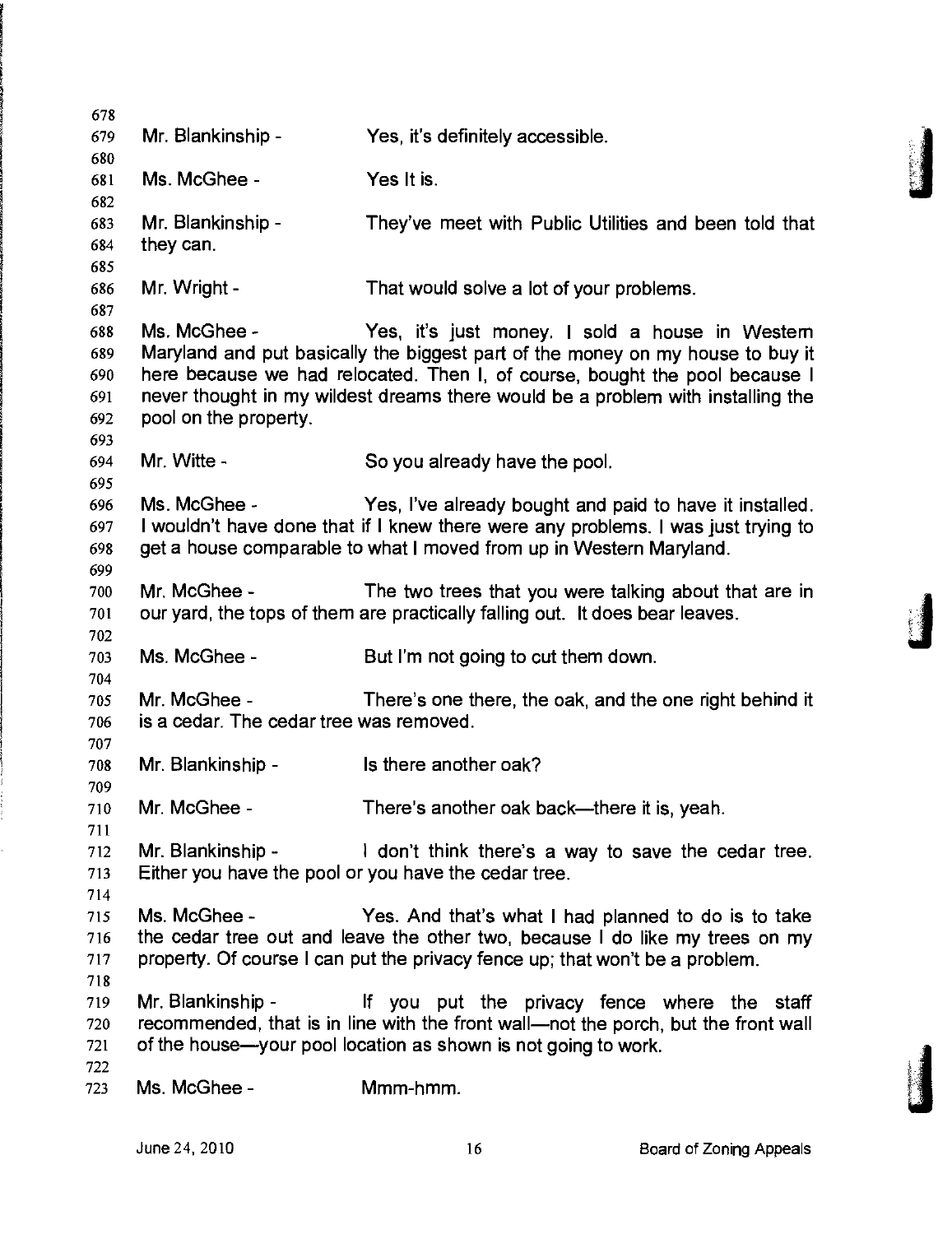Mr. Blankinship - Yes, it's definitely accessible.

Ms. McGhee - Yes It is.

Mr. Blankinship - They've meet with Public Utilities and been told that they can.

Mr. Wright - That would solve a lot of your problems.

Ms. McGhee - Yes, it's just money. I sold a house in Western Maryland and put basically the biggest part of the money on my house to buy it here because we had relocated. Then I, of course, bought the pool because I never thought in my wildest dreams there would be a problem with installing the pool on the property.

Mr. Witte - So you already have the pool.

Ms. McGhee - Yes, I've already bought and paid to have it installed. I wouldn't have done that if I knew there were any problems. I was just trying to get a house comparable to what I moved from up in Western Maryland.

Mr. McGhee - The two trees that you were talking about that are in our yard, the tops of them are practically falling out. It does bear leaves.

Ms. McGhee - But I'm not going to cut them down.

Mr. McGhee - There's one there, the oak, and the one right behind it is a cedar. The cedar tree was removed.

Mr. Blankinship - Is there another oak?

Mr. McGhee - There's another oak back—there it is, yeah.

Mr. Blankinship - I don't think there's a way to save the cedar tree. Either you have the pool or you have the cedar tree.

Ms. McGhee - Yes. And that's what I had planned to do is to take the cedar tree out and leave the other two, because I do like my trees on my property. Of course I can put the privacy fence up; that won't be a problem.

Mr. Blankinship - If you put the privacy fence where the staff recommended, that is in line with the front wall—not the porch, but the front wall of the house—your pool location as shown is not going to work.

Ms. McGhee - Mmm-hmm.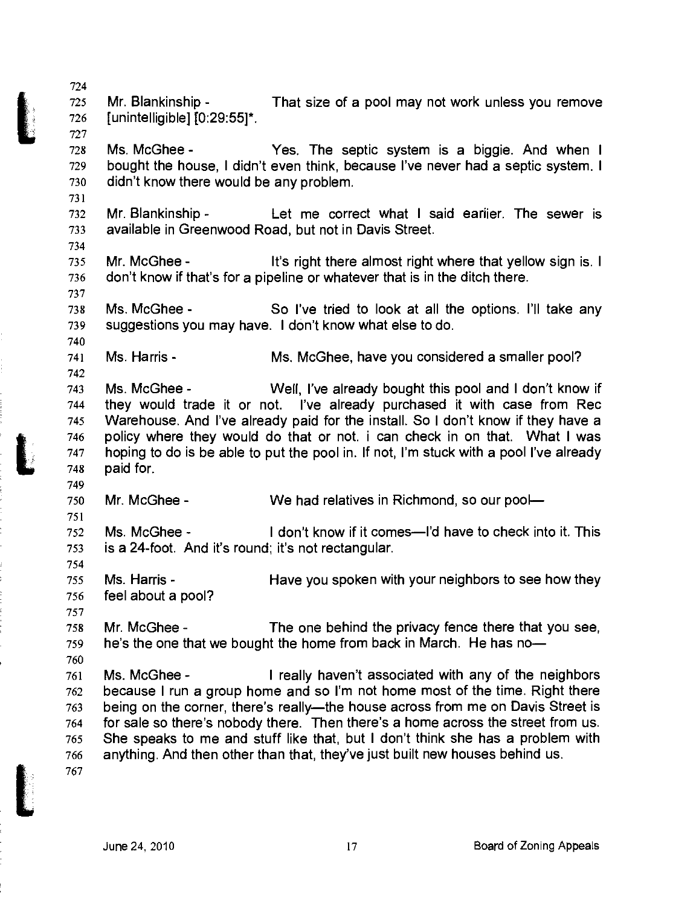Mr. Blankinship - That size of a pool may not work unless you remove [unintelligible] [0:29:55]*.

Ms. McGhee - Yes. The septic system is a biggie. And when I bought the house, I didn't even think, because I've never had a septic system. I didn't know there would be any problem.

Mr. Blankinship - Let me correct what I said earlier. The sewer is available in Greenwood Road, but not in Davis Street.

Mr. McGhee - It's right there almost right where that yellow sign is. I don't know if that's for a pipeline or whatever that is in the ditch there.

Ms. McGhee - So I've tried to look at all the options. I'll take any suggestions you may have. I don't know what else to do.

Ms. Harris - Ms. McGhee, have you considered a smaller pool?

Ms. McGhee - Well, I've already bought this pool and I don't know if they would trade it or not. I've already purchased it with case from Rec Warehouse. And I've already paid for the install. So I don't know if they have a policy where they would do that or not. i can check in on that. What I was hoping to do is be able to put the pool in. If not, I'm stuck with a pool I've already paid for.

Mr. McGhee - We had relatives in Richmond, so our pool—

Ms. McGhee - I don't know if it comes—I'd have to check into it. This is a 24-foot. And it's round; it's not rectangular.

Ms. Harris - Have you spoken with your neighbors to see how they feel about a pool?

Mr. McGhee - The one behind the privacy fence there that you see, he's the one that we bought the home from back in March. He has no—

Ms. McGhee - I really haven't associated with any of the neighbors because I run a group home and so I'm not home most of the time. Right there being on the corner, there's really—the house across from me on Davis Street is for sale so there's nobody there. Then there's a home across the street from us. She speaks to me and stuff like that, but I don't think she has a problem with anything. And then other than that, they've just built new houses behind us.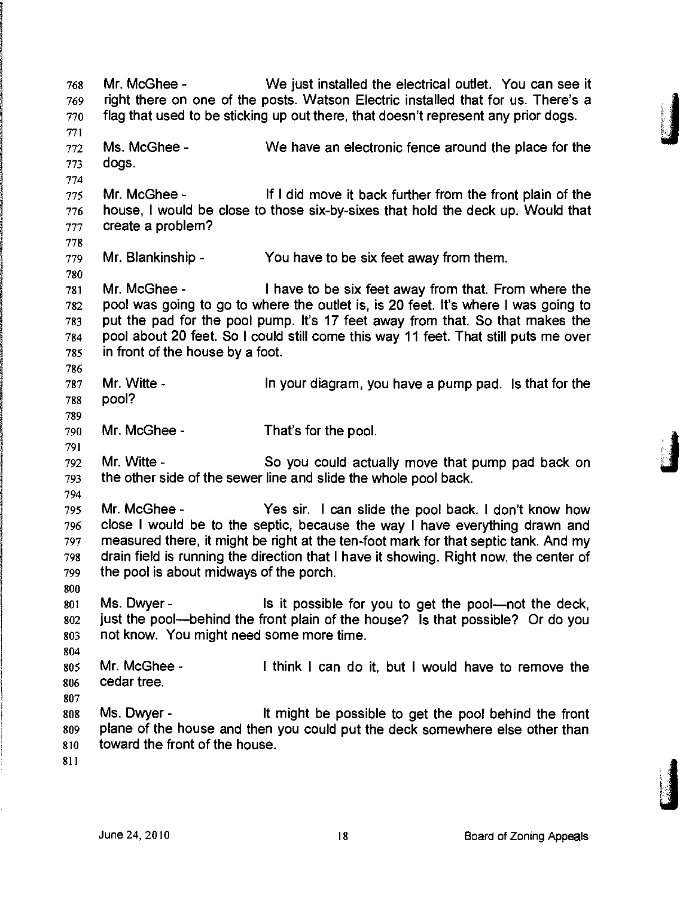768 Mr. McGhee - We just installed the electrical outlet. You can see it
769 right there on one of the posts. Watson Electric installed that for us. There's a
770 flag that used to be sticking up out there, that doesn't represent any prior dogs.
771
772 Ms. McGhee - We have an electronic fence around the place for the
773 dogs.
774
775 Mr. McGhee - If I did move it back further from the front plain of the
776 house, I would be close to those six-by-sixes that hold the deck up. Would that
777 create a problem?
778
779 Mr. Blankinship - You have to be six feet away from them.
780
781 Mr. McGhee - I have to be six feet away from that. From where the
782 pool was going to go to where the outlet is, is 20 feet. It's where I was going to
783 put the pad for the pool pump. It's 17 feet away from that. So that makes the
784 pool about 20 feet. So I could still come this way 11 feet. That still puts me over
785 in front of the house by a foot.
786
787 Mr. Witte - In your diagram, you have a pump pad. Is that for the
788 pool?
789
790 Mr. McGhee - That's for the pool.
791
792 Mr. Witte - So you could actually move that pump pad back on
793 the other side of the sewer line and slide the whole pool back.
794
795 Mr. McGhee - Yes sir. I can slide the pool back. I don't know how
796 close I would be to the septic, because the way I have everything drawn and
797 measured there, it might be right at the ten-foot mark for that septic tank. And my
798 drain field is running the direction that I have it showing. Right now, the center of
799 the pool is about midways of the porch.
800
801 Ms. Dwyer - Is it possible for you to get the pool—not the deck,
802 just the pool—behind the front plain of the house? Is that possible? Or do you
803 not know. You might need some more time.
804
805 Mr. McGhee - I think I can do it, but I would have to remove the
806 cedar tree.
807
808 Ms. Dwyer - It might be possible to get the pool behind the front
809 plane of the house and then you could put the deck somewhere else other than
810 toward the front of the house.
811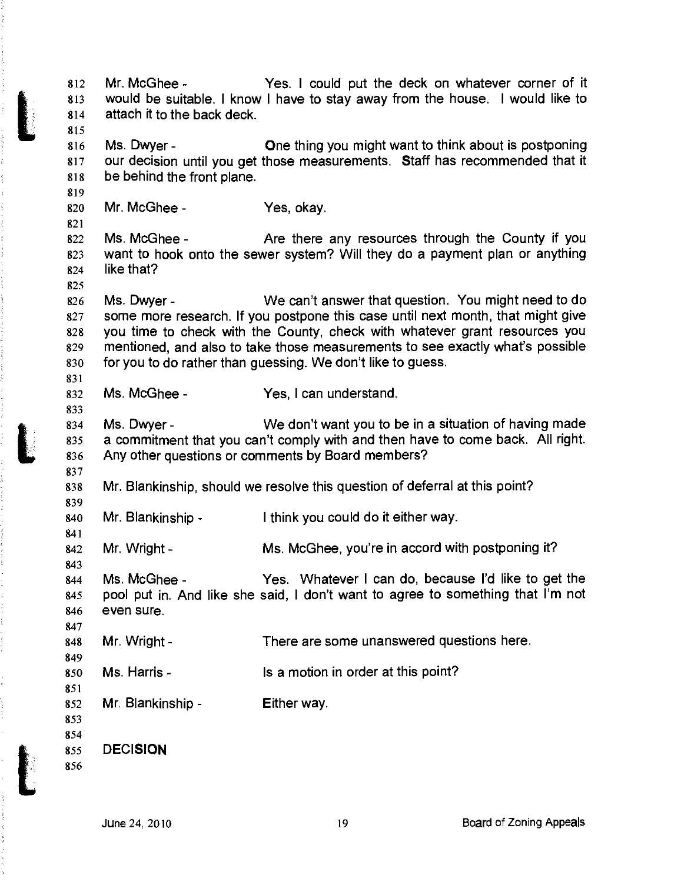Mr. McGhee - Yes. I could put the deck on whatever corner of it would be suitable. I know I have to stay away from the house. I would like to attach it to the back deck.

Ms. Dwyer - One thing you might want to think about is postponing our decision until you get those measurements. Staff has recommended that it be behind the front plane.

Mr. McGhee - Yes, okay.

Ms. McGhee - Are there any resources through the County if you want to hook onto the sewer system? Will they do a payment plan or anything like that?

Ms. Dwyer - We can't answer that question. You might need to do some more research. If you postpone this case until next month, that might give you time to check with the County, check with whatever grant resources you mentioned, and also to take those measurements to see exactly what's possible for you to do rather than guessing. We don't like to guess.

Ms. McGhee - Yes, I can understand.

Ms. Dwyer - We don't want you to be in a situation of having made a commitment that you can't comply with and then have to come back. All right. Any other questions or comments by Board members?

Mr. Blankinship, should we resolve this question of deferral at this point?

Mr. Blankinship - I think you could do it either way.

Mr. Wright - Ms. McGhee, you're in accord with postponing it?

Ms. McGhee - Yes. Whatever I can do, because I'd like to get the pool put in. And like she said, I don't want to agree to something that I'm not even sure.

Mr. Wright - There are some unanswered questions here.

Ms. Harris - Is a motion in order at this point?

Mr. Blankinship - Either way.

**DECISION**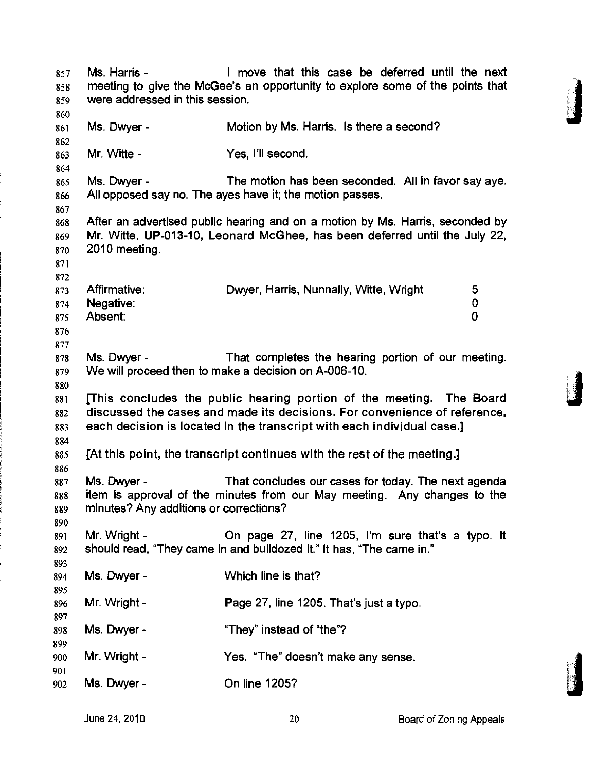Ms. Harris - I move that this case be deferred until the next meeting to give the McGee's an opportunity to explore some of the points that were addressed in this session.

Ms. Dwyer - Motion by Ms. Harris. Is there a second?

Mr. Witte - Yes, I'll second.

Ms. Dwyer - The motion has been seconded. All in favor say aye. All opposed say no. The ayes have it; the motion passes.

After an advertised public hearing and on a motion by Ms. Harris, seconded by Mr. Witte, **UP-013-10,** Leonard McGhee, has been deferred until the July 22, 2010 meeting.

| | | |
|---|---|---|
| Affirmative: | Dwyer, Harris, Nunnally, Witte, Wright | 5 |
| Negative: | | 0 |
| Absent: | | 0 |

Ms. Dwyer - That completes the hearing portion of our meeting. We will proceed then to make a decision on A-006-10.

**[This concludes the public hearing portion of the meeting. The Board discussed the cases and made its decisions. For convenience of reference, each decision is located In the transcript with each individual case.]**

**[At this point, the transcript continues with the rest of the meeting.]**

Ms. Dwyer - That concludes our cases for today. The next agenda item is approval of the minutes from our May meeting. Any changes to the minutes? Any additions or corrections?

Mr. Wright - On page 27, line 1205, I'm sure that's a typo. It should read, "They came in and bulldozed it." It has, "The came in."

Ms. Dwyer - Which line is that?

Mr. Wright - Page 27, line 1205. That's just a typo.

Ms. Dwyer - "They" instead of "the"?

Mr. Wright - Yes. "The" doesn't make any sense.

Ms. Dwyer - On line 1205?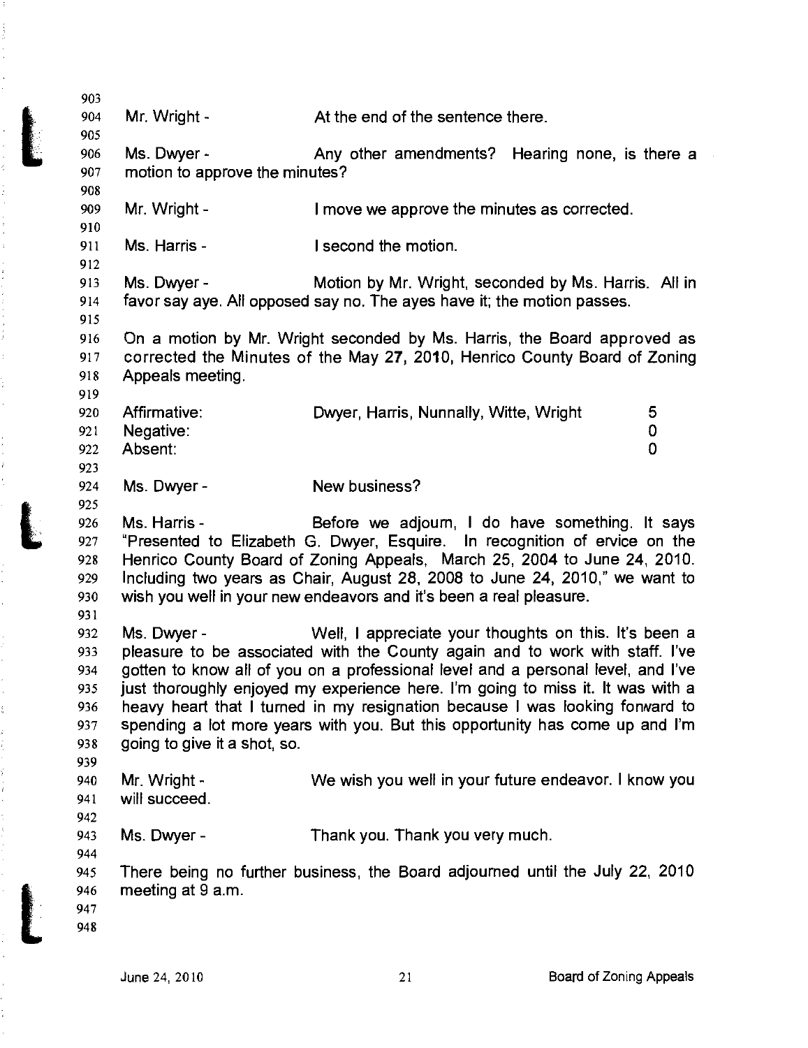Mr. Wright - At the end of the sentence there.

Ms. Dwyer - Any other amendments? Hearing none, is there a motion to approve the minutes?

Mr. Wright - I move we approve the minutes as corrected.

Ms. Harris - I second the motion.

Ms. Dwyer - Motion by Mr. Wright, seconded by Ms. Harris. All in favor say aye. All opposed say no. The ayes have it; the motion passes.

On a motion by Mr. Wright seconded by Ms. Harris, the Board approved as corrected the Minutes of the May 27, 2010, Henrico County Board of Zoning Appeals meeting.

| | | |
|---|---|---|
| Affirmative: | Dwyer, Harris, Nunnally, Witte, Wright | 5 |
| Negative: | | 0 |
| Absent: | | 0 |

Ms. Dwyer - New business?

Ms. Harris - Before we adjourn, I do have something. It says "Presented to Elizabeth G. Dwyer, Esquire. In recognition of ervice on the Henrico County Board of Zoning Appeals, March 25, 2004 to June 24, 2010. Including two years as Chair, August 28, 2008 to June 24, 2010," we want to wish you well in your new endeavors and it's been a real pleasure.

Ms. Dwyer - Well, I appreciate your thoughts on this. It's been a pleasure to be associated with the County again and to work with staff. I've gotten to know all of you on a professional level and a personal level, and I've just thoroughly enjoyed my experience here. I'm going to miss it. It was with a heavy heart that I turned in my resignation because I was looking forward to spending a lot more years with you. But this opportunity has come up and I'm going to give it a shot, so.

Mr. Wright - We wish you well in your future endeavor. I know you will succeed.

Ms. Dwyer - Thank you. Thank you very much.

There being no further business, the Board adjourned until the July 22, 2010 meeting at 9 a.m.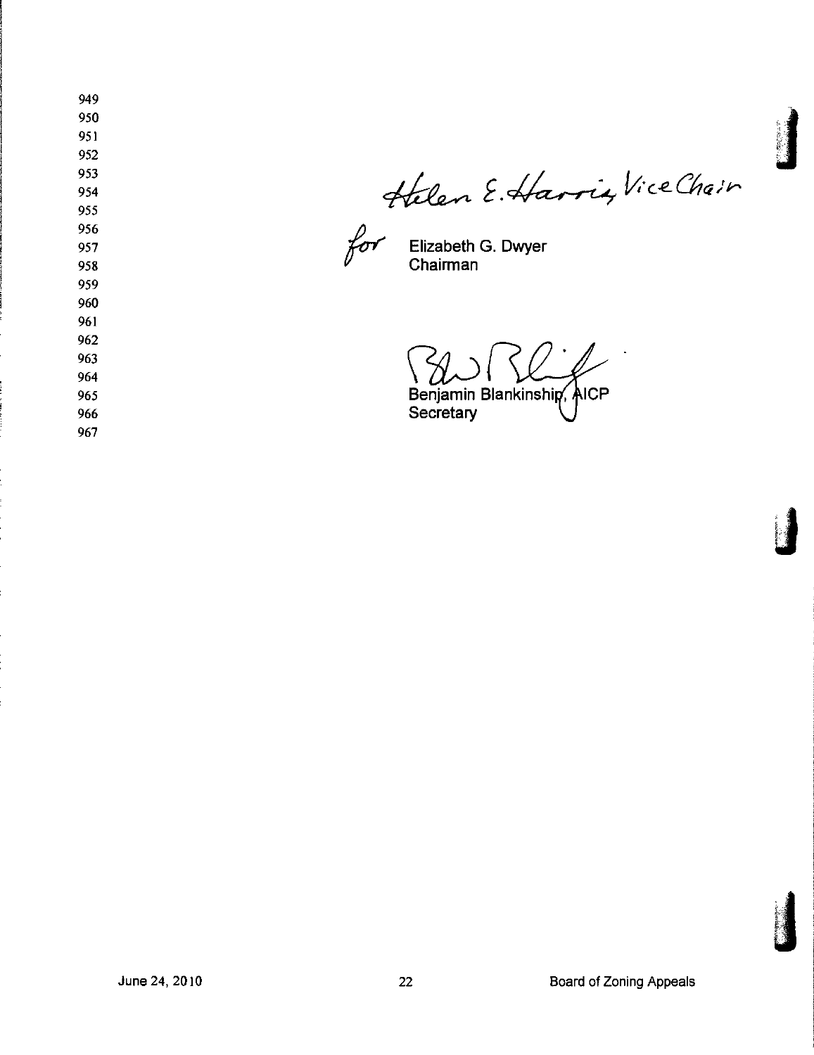Helen E. Harris, Vice Chair

for Elizabeth G. Dwyer
Chairman

Benjamin Blankinship, AICP
Secretary